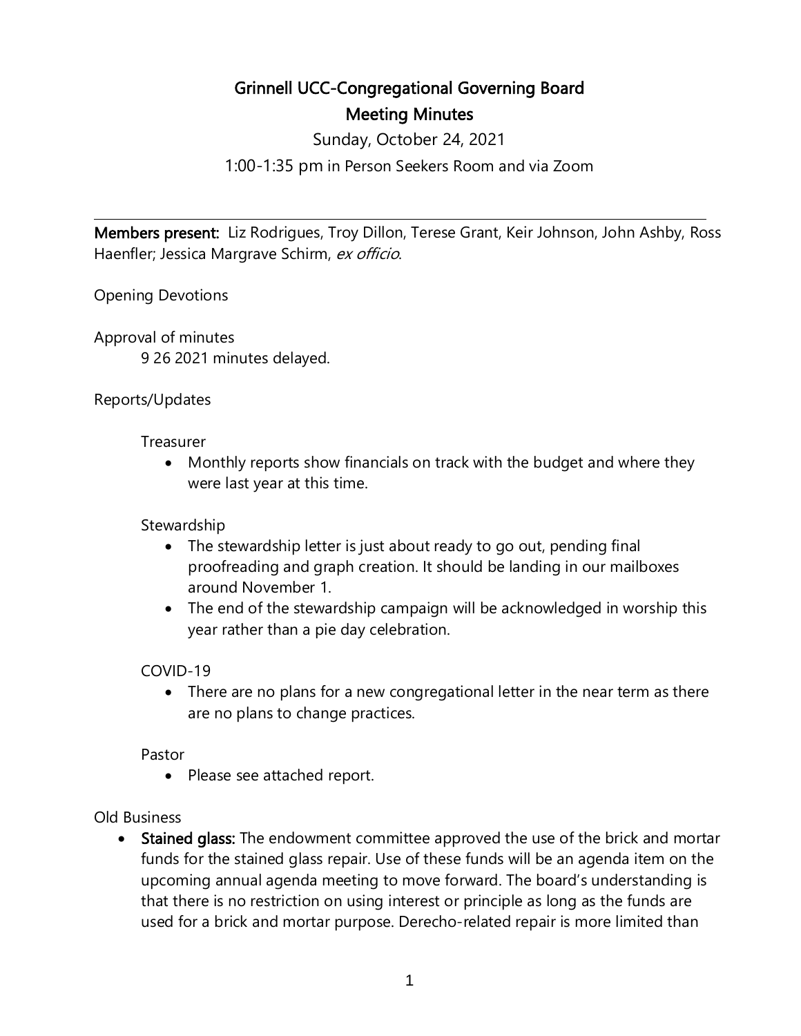# Grinnell UCC-Congregational Governing Board

## Meeting Minutes

Sunday, October 24, 2021

1:00-1:35 pm in Person Seekers Room and via Zoom

---

**Members present:** Liz Rodrigues, Troy Dillon, Terese Grant, Keir Johnson, John Ashby, Ross Haenfler; Jessica Margrave Schirm, *ex officio*.

Opening Devotions

Approval of minutes

9 26 2021 minutes delayed.

Reports/Updates

Treasurer

- Monthly reports show financials on track with the budget and where they were last year at this time.

Stewardship

- The stewardship letter is just about ready to go out, pending final proofreading and graph creation. It should be landing in our mailboxes around November 1.
- The end of the stewardship campaign will be acknowledged in worship this year rather than a pie day celebration.

COVID-19

- There are no plans for a new congregational letter in the near term as there are no plans to change practices.

Pastor

- Please see attached report.

Old Business

- **Stained glass:** The endowment committee approved the use of the brick and mortar funds for the stained glass repair. Use of these funds will be an agenda item on the upcoming annual agenda meeting to move forward. The board's understanding is that there is no restriction on using interest or principle as long as the funds are used for a brick and mortar purpose. Derecho-related repair is more limited than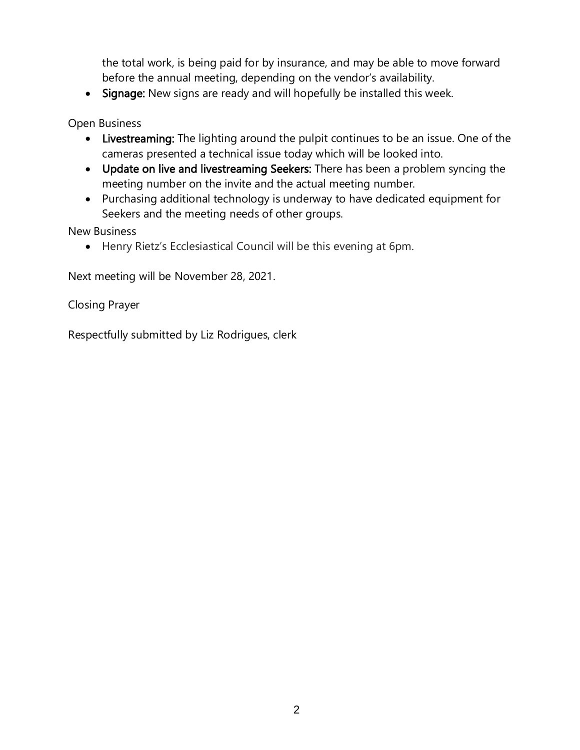the total work, is being paid for by insurance, and may be able to move forward before the annual meeting, depending on the vendor's availability.

- **Signage:** New signs are ready and will hopefully be installed this week.

Open Business

- **Livestreaming:** The lighting around the pulpit continues to be an issue. One of the cameras presented a technical issue today which will be looked into.
- **Update on live and livestreaming Seekers:** There has been a problem syncing the meeting number on the invite and the actual meeting number.
- Purchasing additional technology is underway to have dedicated equipment for Seekers and the meeting needs of other groups.

New Business

- Henry Rietz's Ecclesiastical Council will be this evening at 6pm.

Next meeting will be November 28, 2021.

Closing Prayer

Respectfully submitted by Liz Rodrigues, clerk